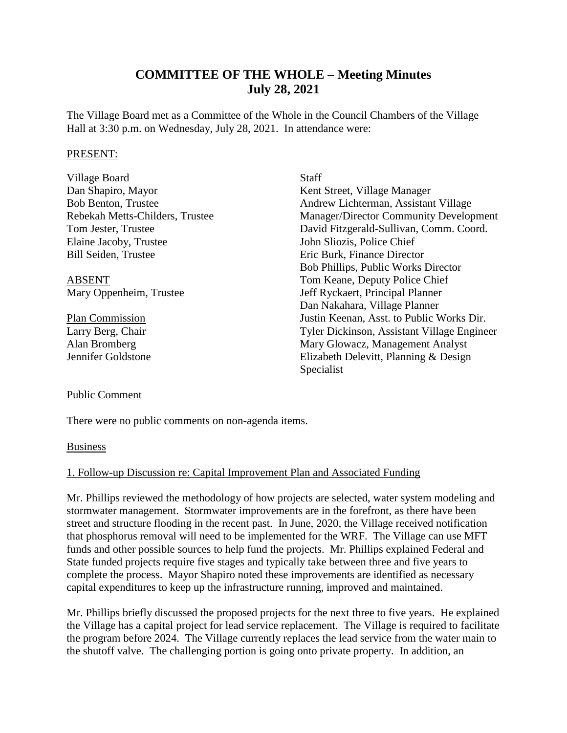# COMMITTEE OF THE WHOLE – Meeting Minutes
## July 28, 2021

The Village Board met as a Committee of the Whole in the Council Chambers of the Village Hall at 3:30 p.m. on Wednesday, July 28, 2021. In attendance were:

PRESENT:

Village Board
Dan Shapiro, Mayor
Bob Benton, Trustee
Rebekah Metts-Childers, Trustee
Tom Jester, Trustee
Elaine Jacoby, Trustee
Bill Seiden, Trustee

ABSENT
Mary Oppenheim, Trustee

Plan Commission
Larry Berg, Chair
Alan Bromberg
Jennifer Goldstone

Staff
Kent Street, Village Manager
Andrew Lichterman, Assistant Village Manager/Director Community Development
David Fitzgerald-Sullivan, Comm. Coord.
John Sliozis, Police Chief
Eric Burk, Finance Director
Bob Phillips, Public Works Director
Tom Keane, Deputy Police Chief
Jeff Ryckaert, Principal Planner
Dan Nakahara, Village Planner
Justin Keenan, Asst. to Public Works Dir.
Tyler Dickinson, Assistant Village Engineer
Mary Glowacz, Management Analyst
Elizabeth Delevitt, Planning & Design Specialist

Public Comment

There were no public comments on non-agenda items.

Business

1. Follow-up Discussion re: Capital Improvement Plan and Associated Funding

Mr. Phillips reviewed the methodology of how projects are selected, water system modeling and stormwater management. Stormwater improvements are in the forefront, as there have been street and structure flooding in the recent past. In June, 2020, the Village received notification that phosphorus removal will need to be implemented for the WRF. The Village can use MFT funds and other possible sources to help fund the projects. Mr. Phillips explained Federal and State funded projects require five stages and typically take between three and five years to complete the process. Mayor Shapiro noted these improvements are identified as necessary capital expenditures to keep up the infrastructure running, improved and maintained.

Mr. Phillips briefly discussed the proposed projects for the next three to five years. He explained the Village has a capital project for lead service replacement. The Village is required to facilitate the program before 2024. The Village currently replaces the lead service from the water main to the shutoff valve. The challenging portion is going onto private property. In addition, an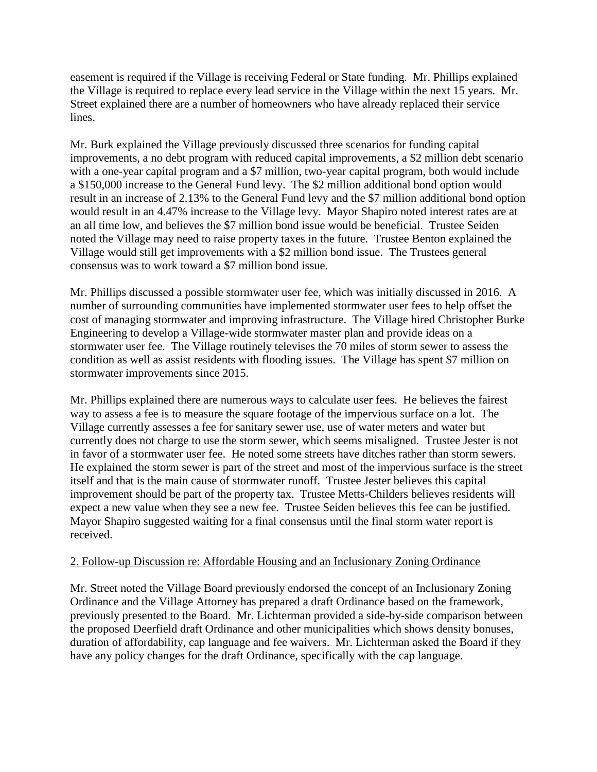easement is required if the Village is receiving Federal or State funding. Mr. Phillips explained the Village is required to replace every lead service in the Village within the next 15 years. Mr. Street explained there are a number of homeowners who have already replaced their service lines.

Mr. Burk explained the Village previously discussed three scenarios for funding capital improvements, a no debt program with reduced capital improvements, a $2 million debt scenario with a one-year capital program and a $7 million, two-year capital program, both would include a $150,000 increase to the General Fund levy. The $2 million additional bond option would result in an increase of 2.13% to the General Fund levy and the $7 million additional bond option would result in an 4.47% increase to the Village levy. Mayor Shapiro noted interest rates are at an all time low, and believes the $7 million bond issue would be beneficial. Trustee Seiden noted the Village may need to raise property taxes in the future. Trustee Benton explained the Village would still get improvements with a $2 million bond issue. The Trustees general consensus was to work toward a $7 million bond issue.

Mr. Phillips discussed a possible stormwater user fee, which was initially discussed in 2016. A number of surrounding communities have implemented stormwater user fees to help offset the cost of managing stormwater and improving infrastructure. The Village hired Christopher Burke Engineering to develop a Village-wide stormwater master plan and provide ideas on a stormwater user fee. The Village routinely televises the 70 miles of storm sewer to assess the condition as well as assist residents with flooding issues. The Village has spent $7 million on stormwater improvements since 2015.

Mr. Phillips explained there are numerous ways to calculate user fees. He believes the fairest way to assess a fee is to measure the square footage of the impervious surface on a lot. The Village currently assesses a fee for sanitary sewer use, use of water meters and water but currently does not charge to use the storm sewer, which seems misaligned. Trustee Jester is not in favor of a stormwater user fee. He noted some streets have ditches rather than storm sewers. He explained the storm sewer is part of the street and most of the impervious surface is the street itself and that is the main cause of stormwater runoff. Trustee Jester believes this capital improvement should be part of the property tax. Trustee Metts-Childers believes residents will expect a new value when they see a new fee. Trustee Seiden believes this fee can be justified. Mayor Shapiro suggested waiting for a final consensus until the final storm water report is received.

2. Follow-up Discussion re: Affordable Housing and an Inclusionary Zoning Ordinance

Mr. Street noted the Village Board previously endorsed the concept of an Inclusionary Zoning Ordinance and the Village Attorney has prepared a draft Ordinance based on the framework, previously presented to the Board. Mr. Lichterman provided a side-by-side comparison between the proposed Deerfield draft Ordinance and other municipalities which shows density bonuses, duration of affordability, cap language and fee waivers. Mr. Lichterman asked the Board if they have any policy changes for the draft Ordinance, specifically with the cap language.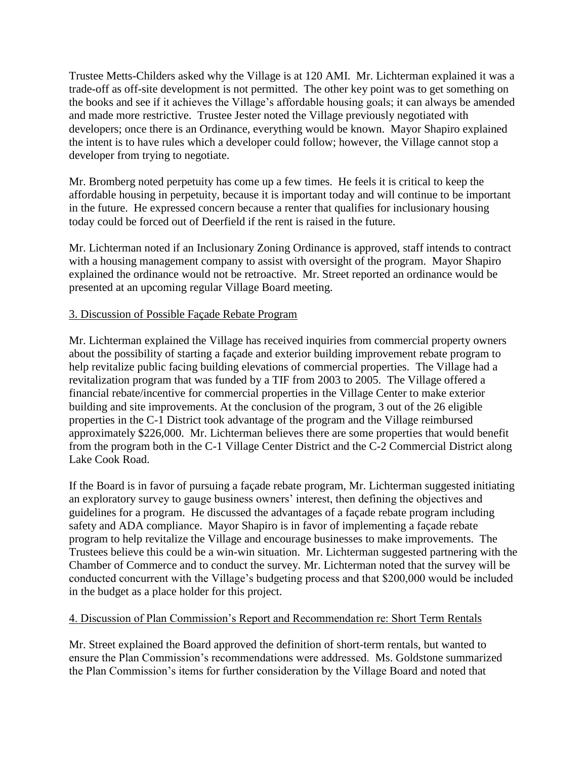Trustee Metts-Childers asked why the Village is at 120 AMI. Mr. Lichterman explained it was a trade-off as off-site development is not permitted. The other key point was to get something on the books and see if it achieves the Village's affordable housing goals; it can always be amended and made more restrictive. Trustee Jester noted the Village previously negotiated with developers; once there is an Ordinance, everything would be known. Mayor Shapiro explained the intent is to have rules which a developer could follow; however, the Village cannot stop a developer from trying to negotiate.

Mr. Bromberg noted perpetuity has come up a few times. He feels it is critical to keep the affordable housing in perpetuity, because it is important today and will continue to be important in the future. He expressed concern because a renter that qualifies for inclusionary housing today could be forced out of Deerfield if the rent is raised in the future.

Mr. Lichterman noted if an Inclusionary Zoning Ordinance is approved, staff intends to contract with a housing management company to assist with oversight of the program. Mayor Shapiro explained the ordinance would not be retroactive. Mr. Street reported an ordinance would be presented at an upcoming regular Village Board meeting.

3. Discussion of Possible Façade Rebate Program

Mr. Lichterman explained the Village has received inquiries from commercial property owners about the possibility of starting a façade and exterior building improvement rebate program to help revitalize public facing building elevations of commercial properties. The Village had a revitalization program that was funded by a TIF from 2003 to 2005. The Village offered a financial rebate/incentive for commercial properties in the Village Center to make exterior building and site improvements. At the conclusion of the program, 3 out of the 26 eligible properties in the C-1 District took advantage of the program and the Village reimbursed approximately $226,000. Mr. Lichterman believes there are some properties that would benefit from the program both in the C-1 Village Center District and the C-2 Commercial District along Lake Cook Road.

If the Board is in favor of pursuing a façade rebate program, Mr. Lichterman suggested initiating an exploratory survey to gauge business owners' interest, then defining the objectives and guidelines for a program. He discussed the advantages of a façade rebate program including safety and ADA compliance. Mayor Shapiro is in favor of implementing a façade rebate program to help revitalize the Village and encourage businesses to make improvements. The Trustees believe this could be a win-win situation. Mr. Lichterman suggested partnering with the Chamber of Commerce and to conduct the survey. Mr. Lichterman noted that the survey will be conducted concurrent with the Village's budgeting process and that $200,000 would be included in the budget as a place holder for this project.

4. Discussion of Plan Commission's Report and Recommendation re: Short Term Rentals

Mr. Street explained the Board approved the definition of short-term rentals, but wanted to ensure the Plan Commission's recommendations were addressed. Ms. Goldstone summarized the Plan Commission's items for further consideration by the Village Board and noted that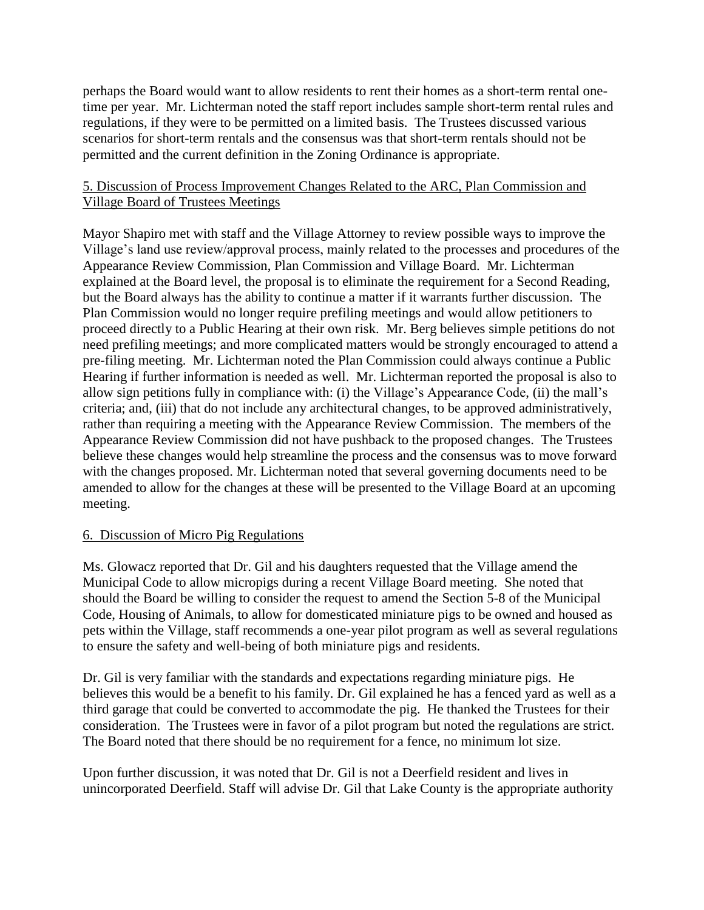perhaps the Board would want to allow residents to rent their homes as a short-term rental one-time per year. Mr. Lichterman noted the staff report includes sample short-term rental rules and regulations, if they were to be permitted on a limited basis. The Trustees discussed various scenarios for short-term rentals and the consensus was that short-term rentals should not be permitted and the current definition in the Zoning Ordinance is appropriate.

## 5. Discussion of Process Improvement Changes Related to the ARC, Plan Commission and Village Board of Trustees Meetings

Mayor Shapiro met with staff and the Village Attorney to review possible ways to improve the Village's land use review/approval process, mainly related to the processes and procedures of the Appearance Review Commission, Plan Commission and Village Board. Mr. Lichterman explained at the Board level, the proposal is to eliminate the requirement for a Second Reading, but the Board always has the ability to continue a matter if it warrants further discussion. The Plan Commission would no longer require prefiling meetings and would allow petitioners to proceed directly to a Public Hearing at their own risk. Mr. Berg believes simple petitions do not need prefiling meetings; and more complicated matters would be strongly encouraged to attend a pre-filing meeting. Mr. Lichterman noted the Plan Commission could always continue a Public Hearing if further information is needed as well. Mr. Lichterman reported the proposal is also to allow sign petitions fully in compliance with: (i) the Village's Appearance Code, (ii) the mall's criteria; and, (iii) that do not include any architectural changes, to be approved administratively, rather than requiring a meeting with the Appearance Review Commission. The members of the Appearance Review Commission did not have pushback to the proposed changes. The Trustees believe these changes would help streamline the process and the consensus was to move forward with the changes proposed. Mr. Lichterman noted that several governing documents need to be amended to allow for the changes at these will be presented to the Village Board at an upcoming meeting.

## 6. Discussion of Micro Pig Regulations

Ms. Glowacz reported that Dr. Gil and his daughters requested that the Village amend the Municipal Code to allow micropigs during a recent Village Board meeting. She noted that should the Board be willing to consider the request to amend the Section 5-8 of the Municipal Code, Housing of Animals, to allow for domesticated miniature pigs to be owned and housed as pets within the Village, staff recommends a one-year pilot program as well as several regulations to ensure the safety and well-being of both miniature pigs and residents.

Dr. Gil is very familiar with the standards and expectations regarding miniature pigs. He believes this would be a benefit to his family. Dr. Gil explained he has a fenced yard as well as a third garage that could be converted to accommodate the pig. He thanked the Trustees for their consideration. The Trustees were in favor of a pilot program but noted the regulations are strict. The Board noted that there should be no requirement for a fence, no minimum lot size.

Upon further discussion, it was noted that Dr. Gil is not a Deerfield resident and lives in unincorporated Deerfield. Staff will advise Dr. Gil that Lake County is the appropriate authority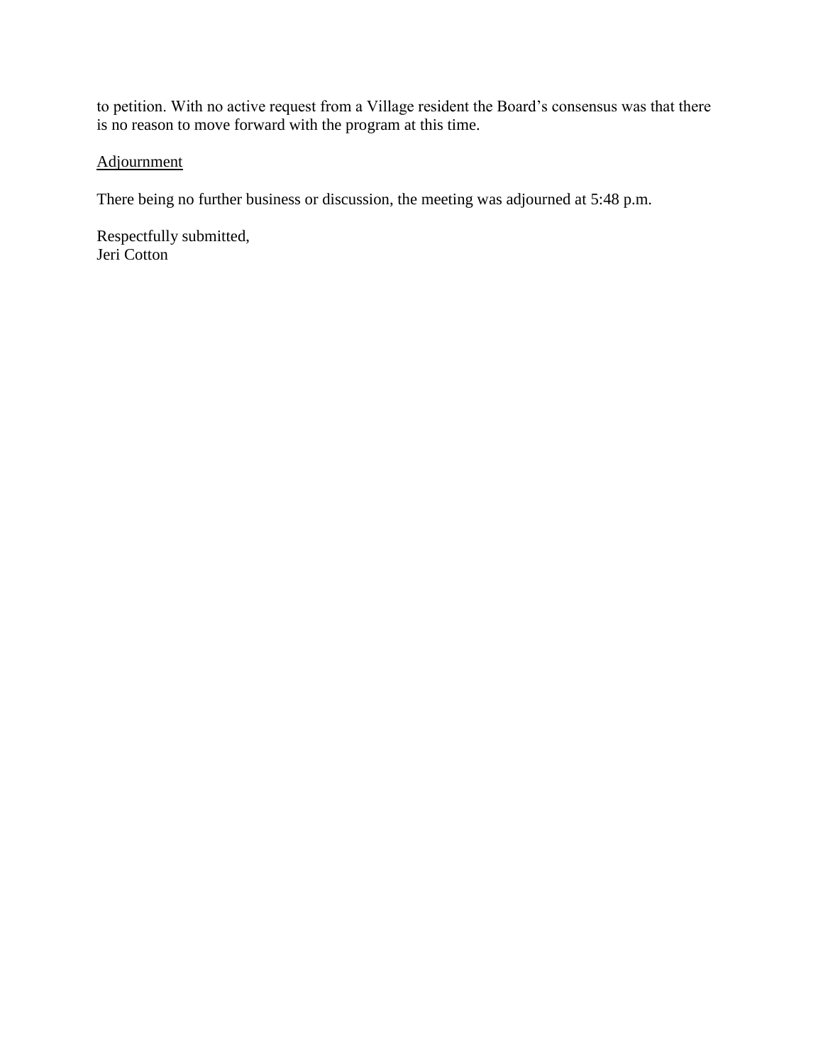to petition. With no active request from a Village resident the Board's consensus was that there is no reason to move forward with the program at this time.

<u>Adjournment</u>

There being no further business or discussion, the meeting was adjourned at 5:48 p.m.

Respectfully submitted,
Jeri Cotton